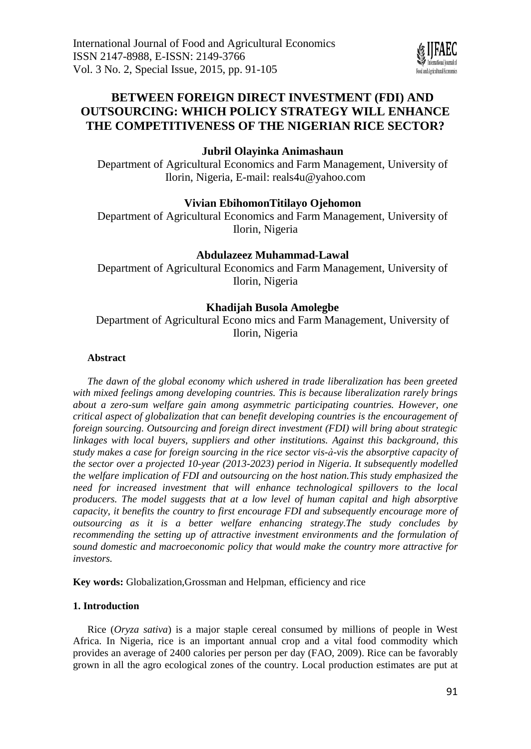# BETWEEN FOREIGN DIRECT INVESTMENT (FDI) AND OUTSOURCING: WHICH POLICY STRATEGY WILL ENHANCE THE COMPETITIVENESS OF THE NIGERIAN RICE SECTOR?

**Jubril Olayinka Animashaun**

Department of Agricultural Economics and Farm Management, University of Ilorin, Nigeria, E-mail: reals4u@yahoo.com

**Vivian EbihomonTitilayo Ojehomon**

Department of Agricultural Economics and Farm Management, University of Ilorin, Nigeria

**Abdulazeez Muhammad-Lawal**

Department of Agricultural Economics and Farm Management, University of Ilorin, Nigeria

**Khadijah Busola Amolegbe**

Department of Agricultural Econo mics and Farm Management, University of Ilorin, Nigeria

**Abstract**

*The dawn of the global economy which ushered in trade liberalization has been greeted with mixed feelings among developing countries. This is because liberalization rarely brings about a zero-sum welfare gain among asymmetric participating countries. However, one critical aspect of globalization that can benefit developing countries is the encouragement of foreign sourcing. Outsourcing and foreign direct investment (FDI) will bring about strategic linkages with local buyers, suppliers and other institutions. Against this background, this study makes a case for foreign sourcing in the rice sector vis-à-vis the absorptive capacity of the sector over a projected 10-year (2013-2023) period in Nigeria. It subsequently modelled the welfare implication of FDI and outsourcing on the host nation.This study emphasized the need for increased investment that will enhance technological spillovers to the local producers. The model suggests that at a low level of human capital and high absorptive capacity, it benefits the country to first encourage FDI and subsequently encourage more of outsourcing as it is a better welfare enhancing strategy.The study concludes by recommending the setting up of attractive investment environments and the formulation of sound domestic and macroeconomic policy that would make the country more attractive for investors.*

**Key words:** Globalization,Grossman and Helpman, efficiency and rice

## 1. Introduction

Rice (*Oryza sativa*) is a major staple cereal consumed by millions of people in West Africa. In Nigeria, rice is an important annual crop and a vital food commodity which provides an average of 2400 calories per person per day (FAO, 2009). Rice can be favorably grown in all the agro ecological zones of the country. Local production estimates are put at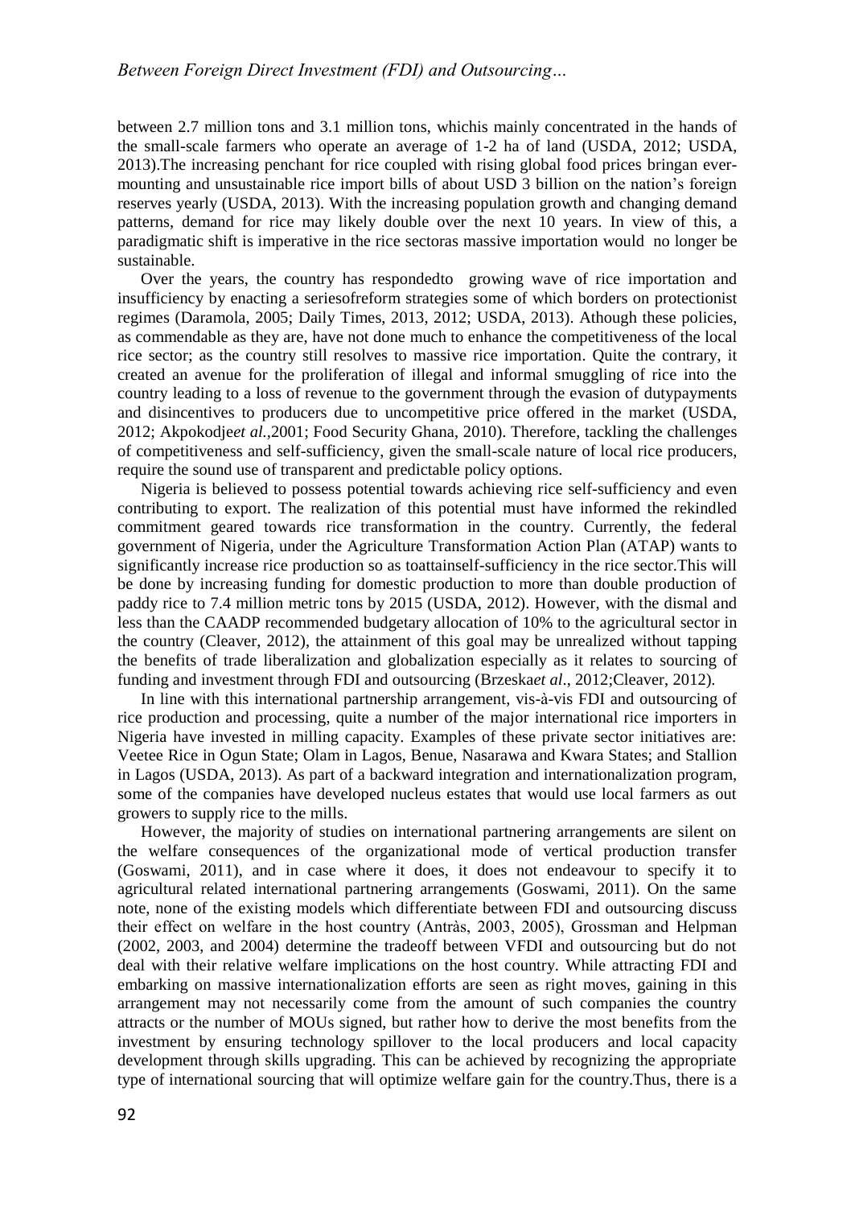between 2.7 million tons and 3.1 million tons, whichis mainly concentrated in the hands of the small-scale farmers who operate an average of 1-2 ha of land (USDA, 2012; USDA, 2013).The increasing penchant for rice coupled with rising global food prices bringan ever-mounting and unsustainable rice import bills of about USD 3 billion on the nation's foreign reserves yearly (USDA, 2013). With the increasing population growth and changing demand patterns, demand for rice may likely double over the next 10 years. In view of this, a paradigmatic shift is imperative in the rice sectoras massive importation would no longer be sustainable.

Over the years, the country has respondedto growing wave of rice importation and insufficiency by enacting a seriesofreform strategies some of which borders on protectionist regimes (Daramola, 2005; Daily Times, 2013, 2012; USDA, 2013). Athough these policies, as commendable as they are, have not done much to enhance the competitiveness of the local rice sector; as the country still resolves to massive rice importation. Quite the contrary, it created an avenue for the proliferation of illegal and informal smuggling of rice into the country leading to a loss of revenue to the government through the evasion of dutypayments and disincentives to producers due to uncompetitive price offered in the market (USDA, 2012; Akpokodje*et al.*,2001; Food Security Ghana, 2010). Therefore, tackling the challenges of competitiveness and self-sufficiency, given the small-scale nature of local rice producers, require the sound use of transparent and predictable policy options.

Nigeria is believed to possess potential towards achieving rice self-sufficiency and even contributing to export. The realization of this potential must have informed the rekindled commitment geared towards rice transformation in the country. Currently, the federal government of Nigeria, under the Agriculture Transformation Action Plan (ATAP) wants to significantly increase rice production so as toattainself-sufficiency in the rice sector.This will be done by increasing funding for domestic production to more than double production of paddy rice to 7.4 million metric tons by 2015 (USDA, 2012). However, with the dismal and less than the CAADP recommended budgetary allocation of 10% to the agricultural sector in the country (Cleaver, 2012), the attainment of this goal may be unrealized without tapping the benefits of trade liberalization and globalization especially as it relates to sourcing of funding and investment through FDI and outsourcing (Brzeska*et al*., 2012;Cleaver, 2012).

In line with this international partnership arrangement, vis-à-vis FDI and outsourcing of rice production and processing, quite a number of the major international rice importers in Nigeria have invested in milling capacity. Examples of these private sector initiatives are: Veetee Rice in Ogun State; Olam in Lagos, Benue, Nasarawa and Kwara States; and Stallion in Lagos (USDA, 2013). As part of a backward integration and internationalization program, some of the companies have developed nucleus estates that would use local farmers as out growers to supply rice to the mills.

However, the majority of studies on international partnering arrangements are silent on the welfare consequences of the organizational mode of vertical production transfer (Goswami, 2011), and in case where it does, it does not endeavour to specify it to agricultural related international partnering arrangements (Goswami, 2011). On the same note, none of the existing models which differentiate between FDI and outsourcing discuss their effect on welfare in the host country (Antràs, 2003, 2005), Grossman and Helpman (2002, 2003, and 2004) determine the tradeoff between VFDI and outsourcing but do not deal with their relative welfare implications on the host country. While attracting FDI and embarking on massive internationalization efforts are seen as right moves, gaining in this arrangement may not necessarily come from the amount of such companies the country attracts or the number of MOUs signed, but rather how to derive the most benefits from the investment by ensuring technology spillover to the local producers and local capacity development through skills upgrading. This can be achieved by recognizing the appropriate type of international sourcing that will optimize welfare gain for the country.Thus, there is a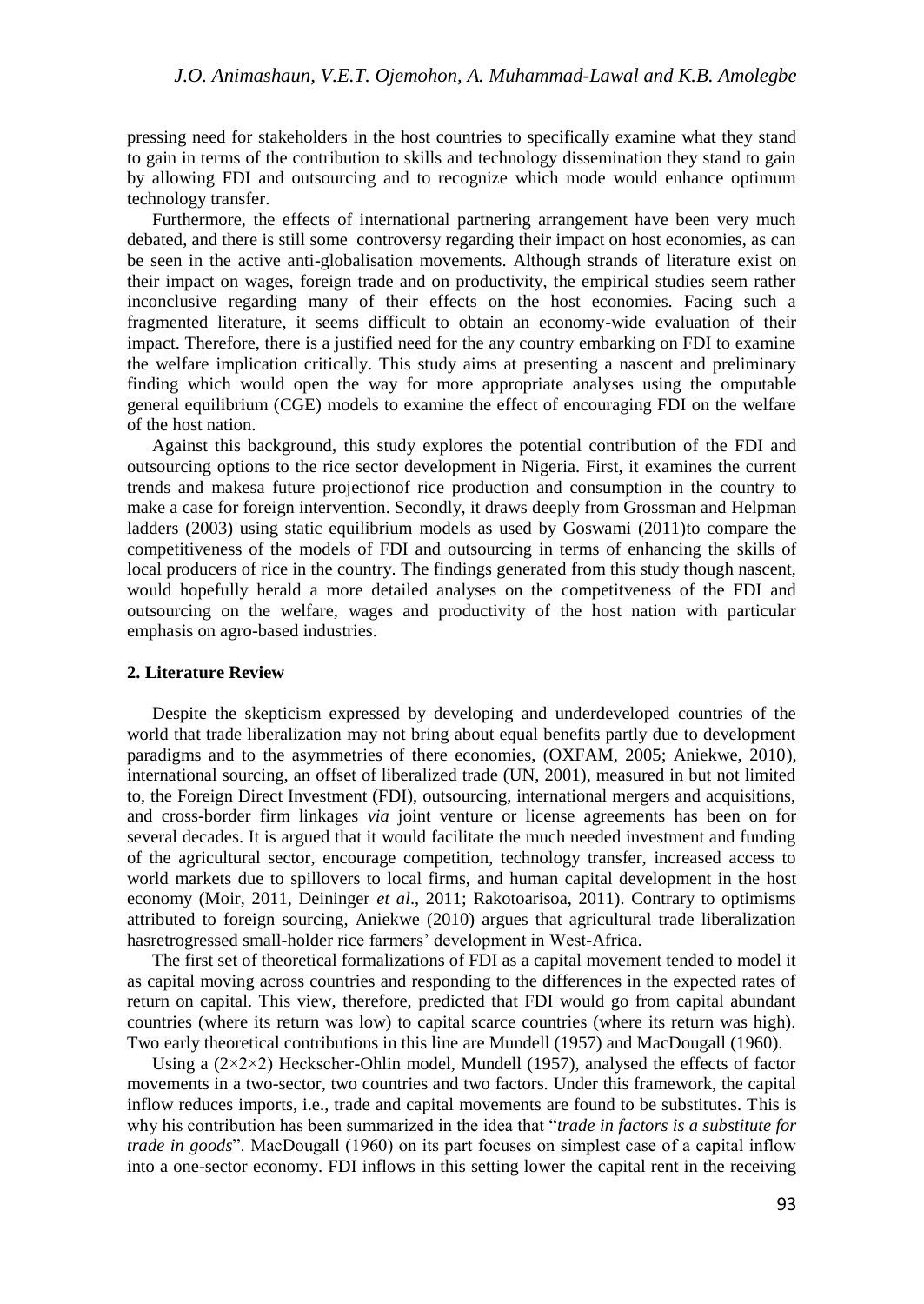pressing need for stakeholders in the host countries to specifically examine what they stand to gain in terms of the contribution to skills and technology dissemination they stand to gain by allowing FDI and outsourcing and to recognize which mode would enhance optimum technology transfer.

Furthermore, the effects of international partnering arrangement have been very much debated, and there is still some controversy regarding their impact on host economies, as can be seen in the active anti-globalisation movements. Although strands of literature exist on their impact on wages, foreign trade and on productivity, the empirical studies seem rather inconclusive regarding many of their effects on the host economies. Facing such a fragmented literature, it seems difficult to obtain an economy-wide evaluation of their impact. Therefore, there is a justified need for the any country embarking on FDI to examine the welfare implication critically. This study aims at presenting a nascent and preliminary finding which would open the way for more appropriate analyses using the omputable general equilibrium (CGE) models to examine the effect of encouraging FDI on the welfare of the host nation.

Against this background, this study explores the potential contribution of the FDI and outsourcing options to the rice sector development in Nigeria. First, it examines the current trends and makesa future projectionof rice production and consumption in the country to make a case for foreign intervention. Secondly, it draws deeply from Grossman and Helpman ladders (2003) using static equilibrium models as used by Goswami (2011)to compare the competitiveness of the models of FDI and outsourcing in terms of enhancing the skills of local producers of rice in the country. The findings generated from this study though nascent, would hopefully herald a more detailed analyses on the competitveness of the FDI and outsourcing on the welfare, wages and productivity of the host nation with particular emphasis on agro-based industries.

## 2. Literature Review

Despite the skepticism expressed by developing and underdeveloped countries of the world that trade liberalization may not bring about equal benefits partly due to development paradigms and to the asymmetries of there economies, (OXFAM, 2005; Aniekwe, 2010), international sourcing, an offset of liberalized trade (UN, 2001), measured in but not limited to, the Foreign Direct Investment (FDI), outsourcing, international mergers and acquisitions, and cross-border firm linkages *via* joint venture or license agreements has been on for several decades. It is argued that it would facilitate the much needed investment and funding of the agricultural sector, encourage competition, technology transfer, increased access to world markets due to spillovers to local firms, and human capital development in the host economy (Moir, 2011, Deininger *et al*., 2011; Rakotoarisoa, 2011). Contrary to optimisms attributed to foreign sourcing, Aniekwe (2010) argues that agricultural trade liberalization hasretrogressed small-holder rice farmers' development in West-Africa.

The first set of theoretical formalizations of FDI as a capital movement tended to model it as capital moving across countries and responding to the differences in the expected rates of return on capital. This view, therefore, predicted that FDI would go from capital abundant countries (where its return was low) to capital scarce countries (where its return was high). Two early theoretical contributions in this line are Mundell (1957) and MacDougall (1960).

Using a (2×2×2) Heckscher-Ohlin model, Mundell (1957), analysed the effects of factor movements in a two-sector, two countries and two factors. Under this framework, the capital inflow reduces imports, i.e., trade and capital movements are found to be substitutes. This is why his contribution has been summarized in the idea that "*trade in factors is a substitute for trade in goods*". MacDougall (1960) on its part focuses on simplest case of a capital inflow into a one-sector economy. FDI inflows in this setting lower the capital rent in the receiving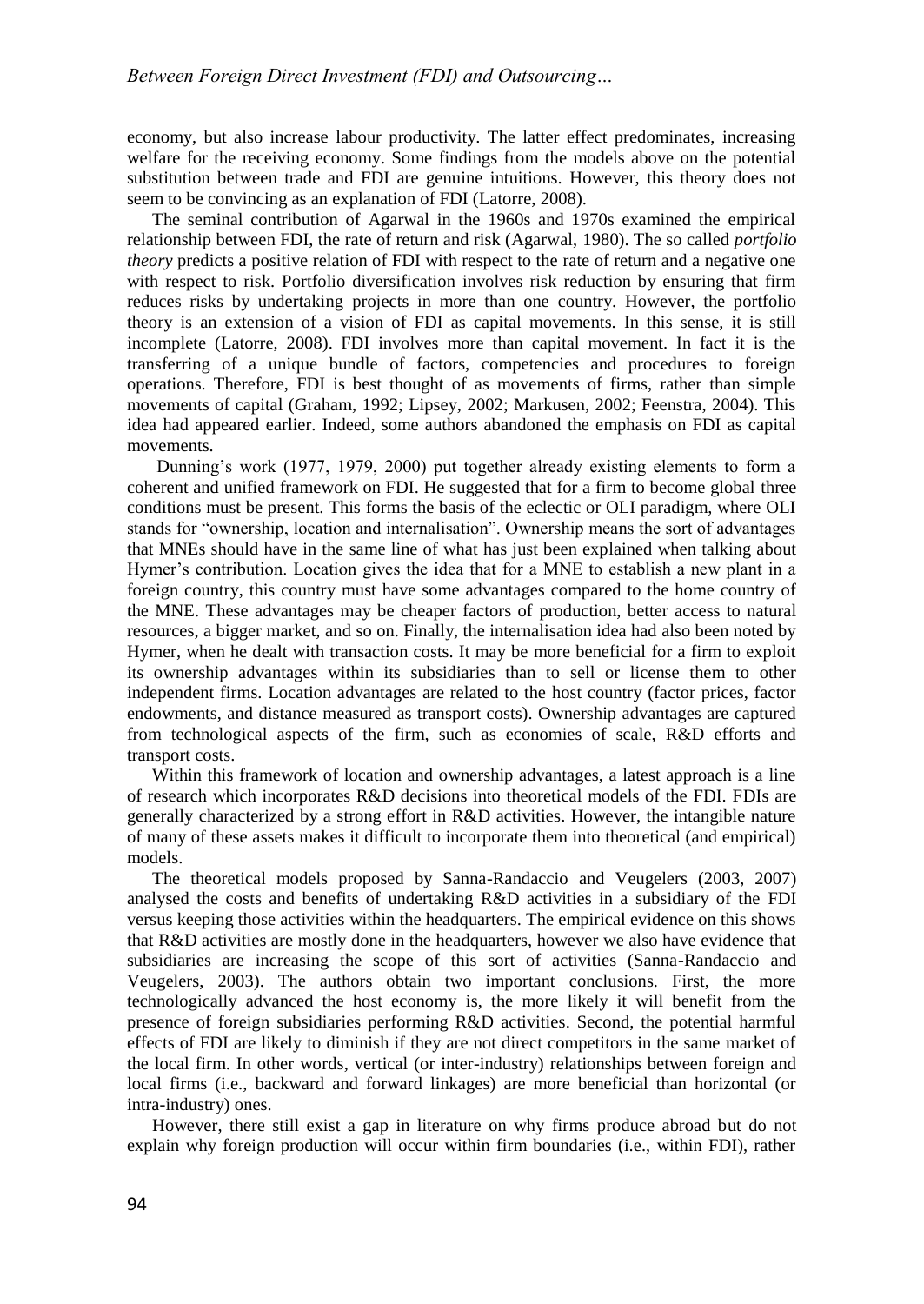economy, but also increase labour productivity. The latter effect predominates, increasing welfare for the receiving economy. Some findings from the models above on the potential substitution between trade and FDI are genuine intuitions. However, this theory does not seem to be convincing as an explanation of FDI (Latorre, 2008).

The seminal contribution of Agarwal in the 1960s and 1970s examined the empirical relationship between FDI, the rate of return and risk (Agarwal, 1980). The so called *portfolio theory* predicts a positive relation of FDI with respect to the rate of return and a negative one with respect to risk. Portfolio diversification involves risk reduction by ensuring that firm reduces risks by undertaking projects in more than one country. However, the portfolio theory is an extension of a vision of FDI as capital movements. In this sense, it is still incomplete (Latorre, 2008). FDI involves more than capital movement. In fact it is the transferring of a unique bundle of factors, competencies and procedures to foreign operations. Therefore, FDI is best thought of as movements of firms, rather than simple movements of capital (Graham, 1992; Lipsey, 2002; Markusen, 2002; Feenstra, 2004). This idea had appeared earlier. Indeed, some authors abandoned the emphasis on FDI as capital movements.

Dunning's work (1977, 1979, 2000) put together already existing elements to form a coherent and unified framework on FDI. He suggested that for a firm to become global three conditions must be present. This forms the basis of the eclectic or OLI paradigm, where OLI stands for "ownership, location and internalisation". Ownership means the sort of advantages that MNEs should have in the same line of what has just been explained when talking about Hymer's contribution. Location gives the idea that for a MNE to establish a new plant in a foreign country, this country must have some advantages compared to the home country of the MNE. These advantages may be cheaper factors of production, better access to natural resources, a bigger market, and so on. Finally, the internalisation idea had also been noted by Hymer, when he dealt with transaction costs. It may be more beneficial for a firm to exploit its ownership advantages within its subsidiaries than to sell or license them to other independent firms. Location advantages are related to the host country (factor prices, factor endowments, and distance measured as transport costs). Ownership advantages are captured from technological aspects of the firm, such as economies of scale, R&D efforts and transport costs.

Within this framework of location and ownership advantages, a latest approach is a line of research which incorporates R&D decisions into theoretical models of the FDI. FDIs are generally characterized by a strong effort in R&D activities. However, the intangible nature of many of these assets makes it difficult to incorporate them into theoretical (and empirical) models.

The theoretical models proposed by Sanna-Randaccio and Veugelers (2003, 2007) analysed the costs and benefits of undertaking R&D activities in a subsidiary of the FDI versus keeping those activities within the headquarters. The empirical evidence on this shows that R&D activities are mostly done in the headquarters, however we also have evidence that subsidiaries are increasing the scope of this sort of activities (Sanna-Randaccio and Veugelers, 2003). The authors obtain two important conclusions. First, the more technologically advanced the host economy is, the more likely it will benefit from the presence of foreign subsidiaries performing R&D activities. Second, the potential harmful effects of FDI are likely to diminish if they are not direct competitors in the same market of the local firm. In other words, vertical (or inter-industry) relationships between foreign and local firms (i.e., backward and forward linkages) are more beneficial than horizontal (or intra-industry) ones.

However, there still exist a gap in literature on why firms produce abroad but do not explain why foreign production will occur within firm boundaries (i.e., within FDI), rather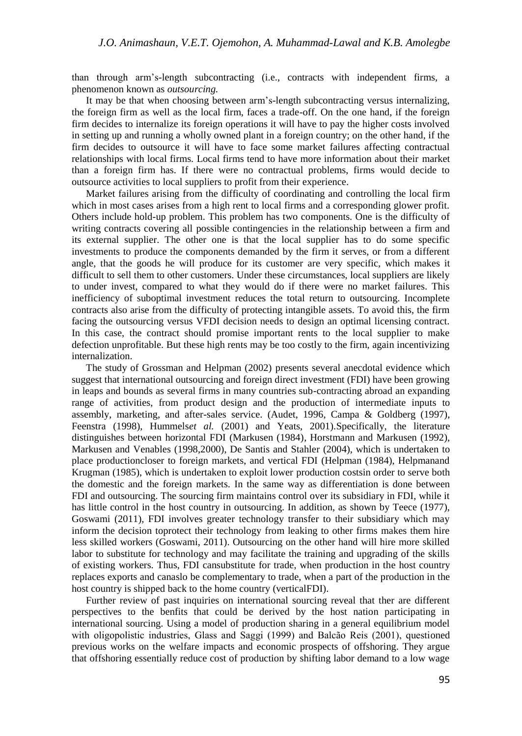than through arm's-length subcontracting (i.e., contracts with independent firms, a phenomenon known as *outsourcing.*

It may be that when choosing between arm's-length subcontracting versus internalizing, the foreign firm as well as the local firm, faces a trade-off. On the one hand, if the foreign firm decides to internalize its foreign operations it will have to pay the higher costs involved in setting up and running a wholly owned plant in a foreign country; on the other hand, if the firm decides to outsource it will have to face some market failures affecting contractual relationships with local firms. Local firms tend to have more information about their market than a foreign firm has. If there were no contractual problems, firms would decide to outsource activities to local suppliers to profit from their experience.

Market failures arising from the difficulty of coordinating and controlling the local firm which in most cases arises from a high rent to local firms and a corresponding glower profit. Others include hold-up problem. This problem has two components. One is the difficulty of writing contracts covering all possible contingencies in the relationship between a firm and its external supplier. The other one is that the local supplier has to do some specific investments to produce the components demanded by the firm it serves, or from a different angle, that the goods he will produce for its customer are very specific, which makes it difficult to sell them to other customers. Under these circumstances, local suppliers are likely to under invest, compared to what they would do if there were no market failures. This inefficiency of suboptimal investment reduces the total return to outsourcing. Incomplete contracts also arise from the difficulty of protecting intangible assets. To avoid this, the firm facing the outsourcing versus VFDI decision needs to design an optimal licensing contract. In this case, the contract should promise important rents to the local supplier to make defection unprofitable. But these high rents may be too costly to the firm, again incentivizing internalization.

The study of Grossman and Helpman (2002) presents several anecdotal evidence which suggest that international outsourcing and foreign direct investment (FDI) have been growing in leaps and bounds as several firms in many countries sub-contracting abroad an expanding range of activities, from product design and the production of intermediate inputs to assembly, marketing, and after-sales service. (Audet, 1996, Campa & Goldberg (1997), Feenstra (1998), Hummels*et al.* (2001) and Yeats, 2001).Specifically, the literature distinguishes between horizontal FDI (Markusen (1984), Horstmann and Markusen (1992), Markusen and Venables (1998,2000), De Santis and Stahler (2004), which is undertaken to place productioncloser to foreign markets, and vertical FDI (Helpman (1984), Helpmanand Krugman (1985), which is undertaken to exploit lower production costsin order to serve both the domestic and the foreign markets. In the same way as differentiation is done between FDI and outsourcing. The sourcing firm maintains control over its subsidiary in FDI, while it has little control in the host country in outsourcing. In addition, as shown by Teece (1977), Goswami (2011), FDI involves greater technology transfer to their subsidiary which may inform the decision toprotect their technology from leaking to other firms makes them hire less skilled workers (Goswami, 2011). Outsourcing on the other hand will hire more skilled labor to substitute for technology and may facilitate the training and upgrading of the skills of existing workers. Thus, FDI cansubstitute for trade, when production in the host country replaces exports and canaslo be complementary to trade, when a part of the production in the host country is shipped back to the home country (verticalFDI).

Further review of past inquiries on international sourcing reveal that ther are different perspectives to the benfits that could be derived by the host nation participating in international sourcing. Using a model of production sharing in a general equilibrium model with oligopolistic industries, Glass and Saggi (1999) and Balcão Reis (2001), questioned previous works on the welfare impacts and economic prospects of offshoring. They argue that offshoring essentially reduce cost of production by shifting labor demand to a low wage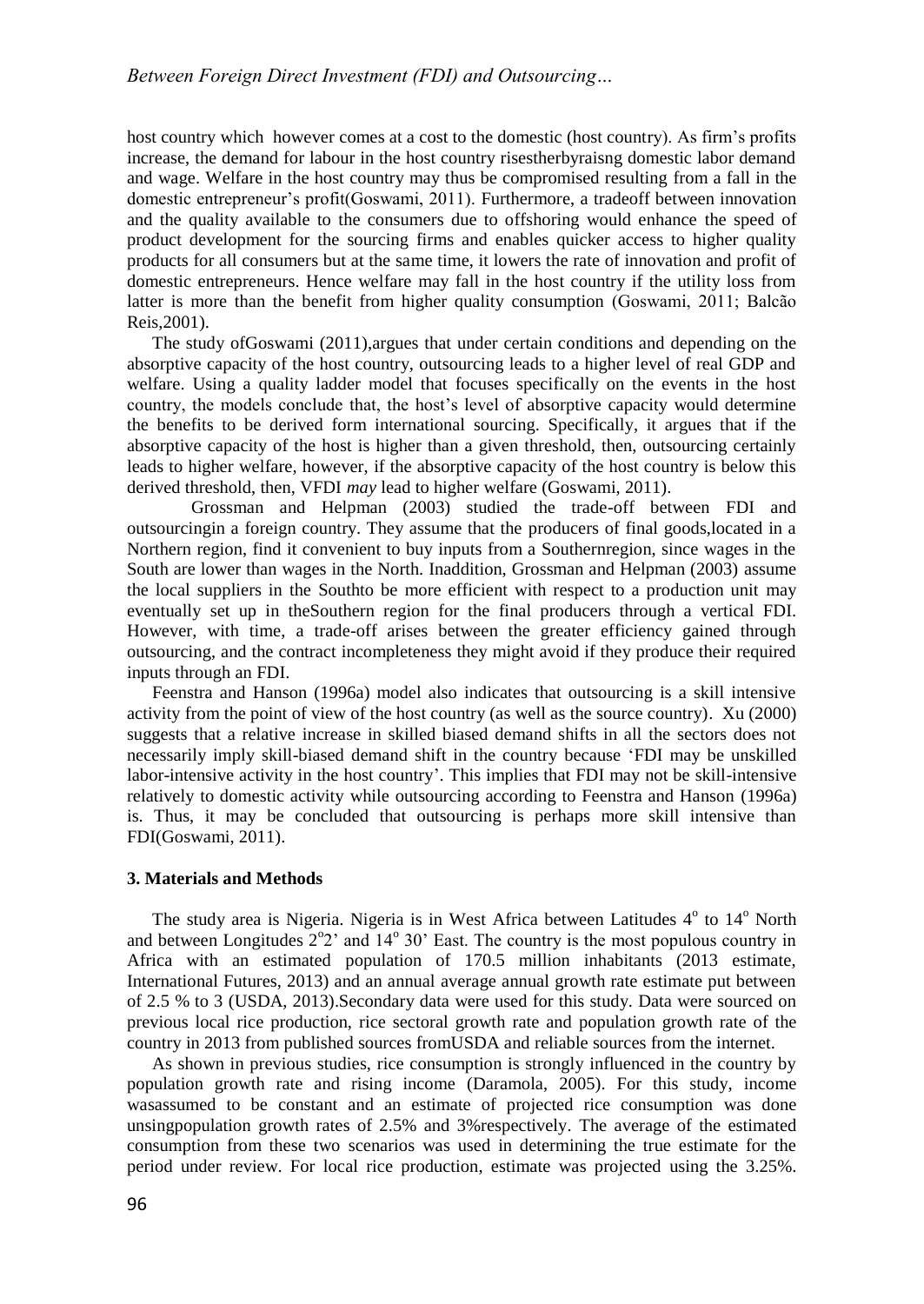host country which however comes at a cost to the domestic (host country). As firm's profits increase, the demand for labour in the host country risestherbyraisng domestic labor demand and wage. Welfare in the host country may thus be compromised resulting from a fall in the domestic entrepreneur's profit(Goswami, 2011). Furthermore, a tradeoff between innovation and the quality available to the consumers due to offshoring would enhance the speed of product development for the sourcing firms and enables quicker access to higher quality products for all consumers but at the same time, it lowers the rate of innovation and profit of domestic entrepreneurs. Hence welfare may fall in the host country if the utility loss from latter is more than the benefit from higher quality consumption (Goswami, 2011; Balcão Reis,2001).

The study ofGoswami (2011),argues that under certain conditions and depending on the absorptive capacity of the host country, outsourcing leads to a higher level of real GDP and welfare. Using a quality ladder model that focuses specifically on the events in the host country, the models conclude that, the host's level of absorptive capacity would determine the benefits to be derived form international sourcing. Specifically, it argues that if the absorptive capacity of the host is higher than a given threshold, then, outsourcing certainly leads to higher welfare, however, if the absorptive capacity of the host country is below this derived threshold, then, VFDI *may* lead to higher welfare (Goswami, 2011).

Grossman and Helpman (2003) studied the trade-off between FDI and outsourcingin a foreign country. They assume that the producers of final goods,located in a Northern region, find it convenient to buy inputs from a Southernregion, since wages in the South are lower than wages in the North. Inaddition, Grossman and Helpman (2003) assume the local suppliers in the Southto be more efficient with respect to a production unit may eventually set up in theSouthern region for the final producers through a vertical FDI. However, with time, a trade-off arises between the greater efficiency gained through outsourcing, and the contract incompleteness they might avoid if they produce their required inputs through an FDI.

Feenstra and Hanson (1996a) model also indicates that outsourcing is a skill intensive activity from the point of view of the host country (as well as the source country). Xu (2000) suggests that a relative increase in skilled biased demand shifts in all the sectors does not necessarily imply skill-biased demand shift in the country because 'FDI may be unskilled labor-intensive activity in the host country'. This implies that FDI may not be skill-intensive relatively to domestic activity while outsourcing according to Feenstra and Hanson (1996a) is. Thus, it may be concluded that outsourcing is perhaps more skill intensive than FDI(Goswami, 2011).

### 3. Materials and Methods

The study area is Nigeria. Nigeria is in West Africa between Latitudes 4° to 14° North and between Longitudes 2°2' and 14° 30' East. The country is the most populous country in Africa with an estimated population of 170.5 million inhabitants (2013 estimate, International Futures, 2013) and an annual average annual growth rate estimate put between of 2.5 % to 3 (USDA, 2013).Secondary data were used for this study. Data were sourced on previous local rice production, rice sectoral growth rate and population growth rate of the country in 2013 from published sources fromUSDA and reliable sources from the internet.

As shown in previous studies, rice consumption is strongly influenced in the country by population growth rate and rising income (Daramola, 2005). For this study, income wasassumed to be constant and an estimate of projected rice consumption was done unsingpopulation growth rates of 2.5% and 3%respectively. The average of the estimated consumption from these two scenarios was used in determining the true estimate for the period under review. For local rice production, estimate was projected using the 3.25%.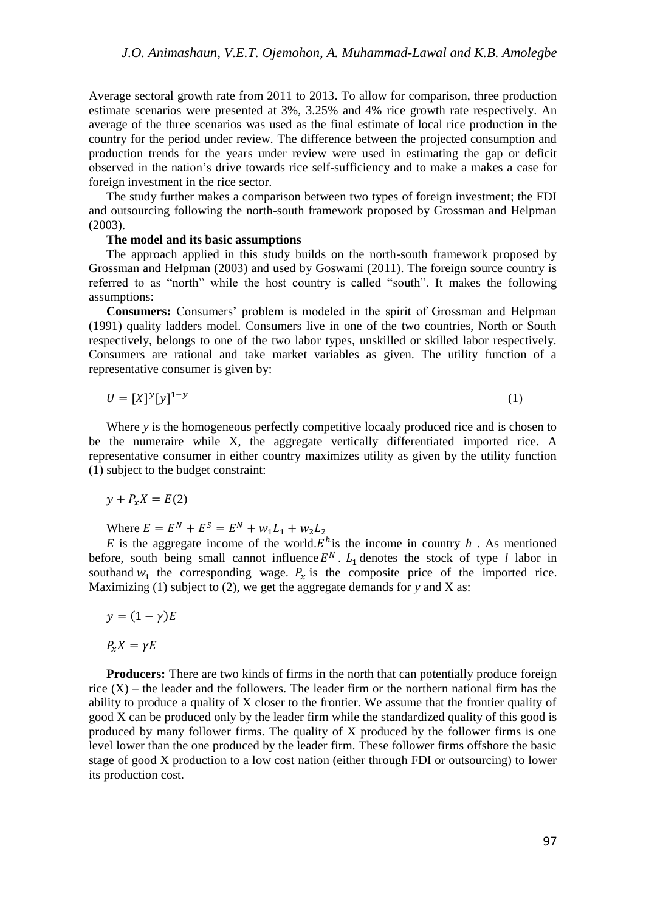Average sectoral growth rate from 2011 to 2013. To allow for comparison, three production estimate scenarios were presented at 3%, 3.25% and 4% rice growth rate respectively. An average of the three scenarios was used as the final estimate of local rice production in the country for the period under review. The difference between the projected consumption and production trends for the years under review were used in estimating the gap or deficit observed in the nation's drive towards rice self-sufficiency and to make a makes a case for foreign investment in the rice sector.

The study further makes a comparison between two types of foreign investment; the FDI and outsourcing following the north-south framework proposed by Grossman and Helpman (2003).

**The model and its basic assumptions**

The approach applied in this study builds on the north-south framework proposed by Grossman and Helpman (2003) and used by Goswami (2011). The foreign source country is referred to as "north" while the host country is called "south". It makes the following assumptions:

**Consumers:** Consumers' problem is modeled in the spirit of Grossman and Helpman (1991) quality ladders model. Consumers live in one of the two countries, North or South respectively, belongs to one of the two labor types, unskilled or skilled labor respectively. Consumers are rational and take market variables as given. The utility function of a representative consumer is given by:

$$U = [X]^{y}[y]^{1-y} \tag{1}$$

Where *y* is the homogeneous perfectly competitive locaaly produced rice and is chosen to be the numeraire while X, the aggregate vertically differentiated imported rice. A representative consumer in either country maximizes utility as given by the utility function (1) subject to the budget constraint:

$$y + P_x X = E(2)$$

Where $E = E^N + E^S = E^N + w_1 L_1 + w_2 L_2$

$E$ is the aggregate income of the world.$E^h$is the income in country $h$ . As mentioned before, south being small cannot influence$E^N$. $L_1$ denotes the stock of type *l* labor in southand $w_1$ the corresponding wage. $P_x$ is the composite price of the imported rice. Maximizing (1) subject to (2), we get the aggregate demands for *y* and X as:

$$y = (1 - \gamma)E$$

$$P_x X = \gamma E$$

**Producers:** There are two kinds of firms in the north that can potentially produce foreign rice (X) – the leader and the followers. The leader firm or the northern national firm has the ability to produce a quality of X closer to the frontier. We assume that the frontier quality of good X can be produced only by the leader firm while the standardized quality of this good is produced by many follower firms. The quality of X produced by the follower firms is one level lower than the one produced by the leader firm. These follower firms offshore the basic stage of good X production to a low cost nation (either through FDI or outsourcing) to lower its production cost.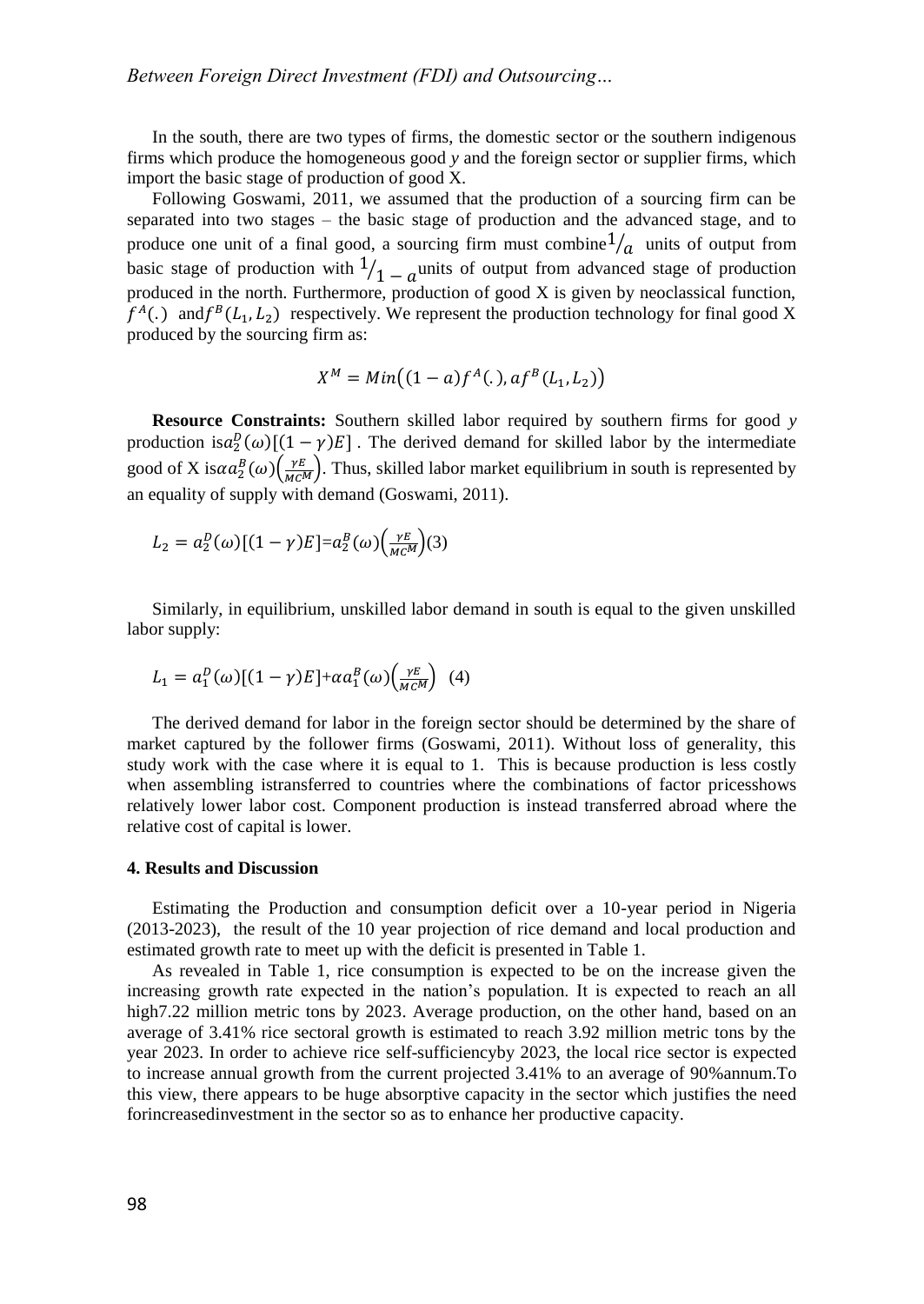In the south, there are two types of firms, the domestic sector or the southern indigenous firms which produce the homogeneous good *y* and the foreign sector or supplier firms, which import the basic stage of production of good X.

Following Goswami, 2011, we assumed that the production of a sourcing firm can be separated into two stages – the basic stage of production and the advanced stage, and to produce one unit of a final good, a sourcing firm must combine $1/_a$ units of output from basic stage of production with $1/_{1-a}$ units of output from advanced stage of production produced in the north. Furthermore, production of good X is given by neoclassical function, $f^A(.)$ and $f^B(L_1, L_2)$ respectively. We represent the production technology for final good X produced by the sourcing firm as:

$$X^M = Min\big((1-a)f^A(.), af^B(L_1, L_2)\big)$$

**Resource Constraints:** Southern skilled labor required by southern firms for good *y* production is $a_2^D(\omega)[(1-\gamma)E]$ . The derived demand for skilled labor by the intermediate good of X is $\alpha a_2^B(\omega)\left(\frac{\gamma E}{MC^M}\right)$. Thus, skilled labor market equilibrium in south is represented by an equality of supply with demand (Goswami, 2011).

$$L_2 = a_2^D(\omega)[(1-\gamma)E] = a_2^B(\omega)\left(\frac{\gamma E}{MC^M}\right) \quad (3)$$

Similarly, in equilibrium, unskilled labor demand in south is equal to the given unskilled labor supply:

$$L_1 = a_1^D(\omega)[(1-\gamma)E] + \alpha a_1^B(\omega)\left(\frac{\gamma E}{MC^M}\right) \quad (4)$$

The derived demand for labor in the foreign sector should be determined by the share of market captured by the follower firms (Goswami, 2011). Without loss of generality, this study work with the case where it is equal to 1. This is because production is less costly when assembling istransferred to countries where the combinations of factor pricesshows relatively lower labor cost. Component production is instead transferred abroad where the relative cost of capital is lower.

#### 4. Results and Discussion

Estimating the Production and consumption deficit over a 10-year period in Nigeria (2013-2023), the result of the 10 year projection of rice demand and local production and estimated growth rate to meet up with the deficit is presented in Table 1.

As revealed in Table 1, rice consumption is expected to be on the increase given the increasing growth rate expected in the nation's population. It is expected to reach an all high7.22 million metric tons by 2023. Average production, on the other hand, based on an average of 3.41% rice sectoral growth is estimated to reach 3.92 million metric tons by the year 2023. In order to achieve rice self-sufficiencyby 2023, the local rice sector is expected to increase annual growth from the current projected 3.41% to an average of 90%annum.To this view, there appears to be huge absorptive capacity in the sector which justifies the need forincreasedinvestment in the sector so as to enhance her productive capacity.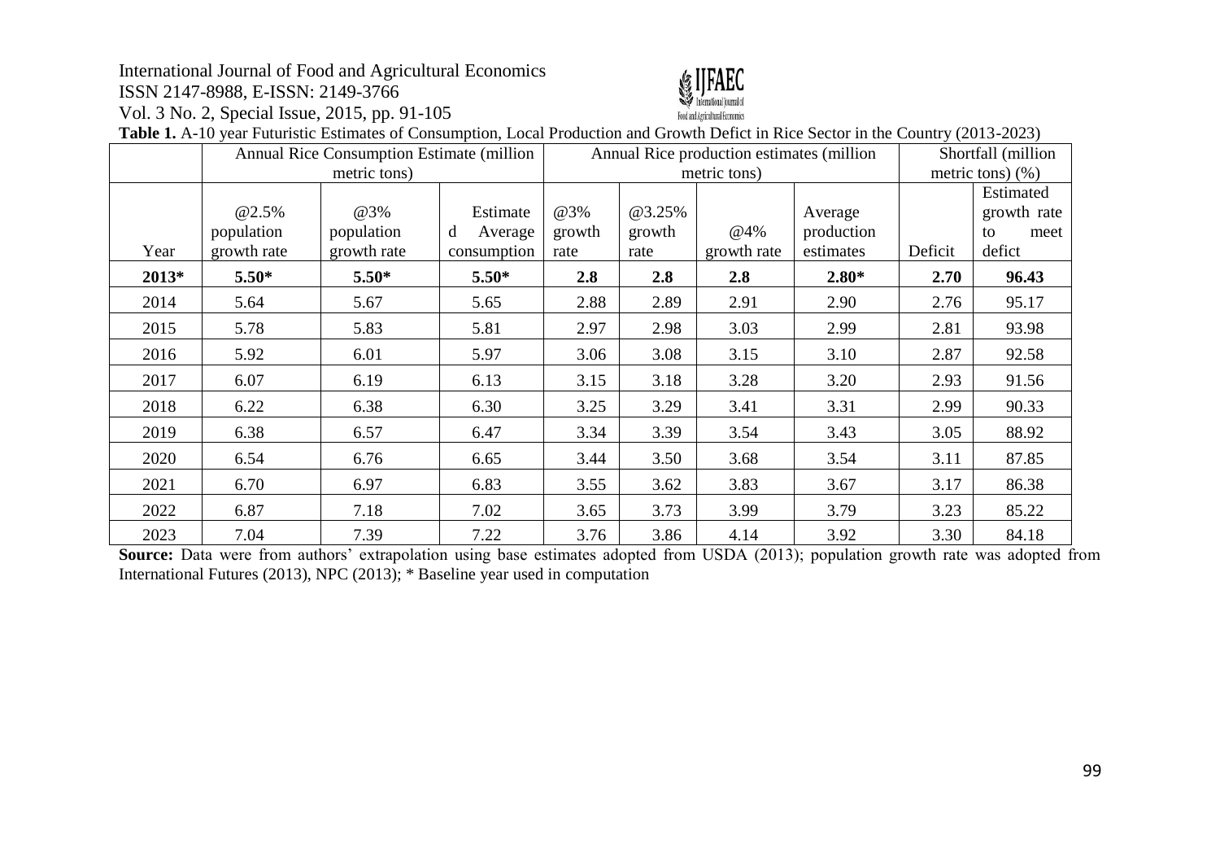**Table 1.** A-10 year Futuristic Estimates of Consumption, Local Production and Growth Defict in Rice Sector in the Country (2013-2023)

| | Annual Rice Consumption Estimate (million metric tons) | | | Annual Rice production estimates (million metric tons) | | | | Shortfall (million metric tons) (%) | |
|---|---|---|---|---|---|---|---|---|---|
| Year | @2.5% population growth rate | @3% population growth rate | Estimated Average consumption | @3% growth rate | @3.25% growth rate | @4% growth rate | Average production estimates | Deficit | Estimated growth rate to meet defict |
| **2013*** | **5.50*** | **5.50*** | **5.50*** | **2.8** | **2.8** | **2.8** | **2.80*** | **2.70** | **96.43** |
| 2014 | 5.64 | 5.67 | 5.65 | 2.88 | 2.89 | 2.91 | 2.90 | 2.76 | 95.17 |
| 2015 | 5.78 | 5.83 | 5.81 | 2.97 | 2.98 | 3.03 | 2.99 | 2.81 | 93.98 |
| 2016 | 5.92 | 6.01 | 5.97 | 3.06 | 3.08 | 3.15 | 3.10 | 2.87 | 92.58 |
| 2017 | 6.07 | 6.19 | 6.13 | 3.15 | 3.18 | 3.28 | 3.20 | 2.93 | 91.56 |
| 2018 | 6.22 | 6.38 | 6.30 | 3.25 | 3.29 | 3.41 | 3.31 | 2.99 | 90.33 |
| 2019 | 6.38 | 6.57 | 6.47 | 3.34 | 3.39 | 3.54 | 3.43 | 3.05 | 88.92 |
| 2020 | 6.54 | 6.76 | 6.65 | 3.44 | 3.50 | 3.68 | 3.54 | 3.11 | 87.85 |
| 2021 | 6.70 | 6.97 | 6.83 | 3.55 | 3.62 | 3.83 | 3.67 | 3.17 | 86.38 |
| 2022 | 6.87 | 7.18 | 7.02 | 3.65 | 3.73 | 3.99 | 3.79 | 3.23 | 85.22 |
| 2023 | 7.04 | 7.39 | 7.22 | 3.76 | 3.86 | 4.14 | 3.92 | 3.30 | 84.18 |

**Source:** Data were from authors' extrapolation using base estimates adopted from USDA (2013); population growth rate was adopted from International Futures (2013), NPC (2013); * Baseline year used in computation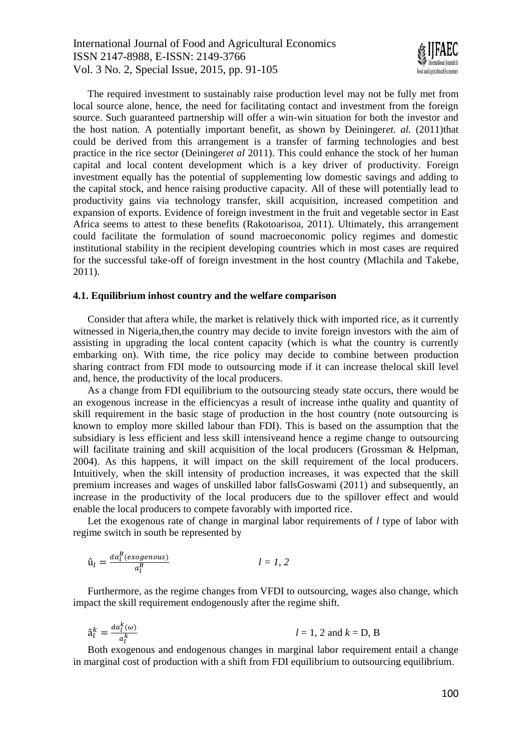The required investment to sustainably raise production level may not be fully met from local source alone, hence, the need for facilitating contact and investment from the foreign source. Such guaranteed partnership will offer a win-win situation for both the investor and the host nation. A potentially important benefit, as shown by Deininger*et. al.* (2011)that could be derived from this arrangement is a transfer of farming technologies and best practice in the rice sector (Deininger*et al* 2011). This could enhance the stock of her human capital and local content development which is a key driver of productivity. Foreign investment equally has the potential of supplementing low domestic savings and adding to the capital stock, and hence raising productive capacity. All of these will potentially lead to productivity gains via technology transfer, skill acquisition, increased competition and expansion of exports. Evidence of foreign investment in the fruit and vegetable sector in East Africa seems to attest to these benefits (Rakotoarisoa, 2011). Ultimately, this arrangement could facilitate the formulation of sound macroeconomic policy regimes and domestic institutional stability in the recipient developing countries which in most cases are required for the successful take-off of foreign investment in the host country (Mlachila and Takebe, 2011).

### 4.1. Equilibrium inhost country and the welfare comparison

Consider that aftera while, the market is relatively thick with imported rice, as it currently witnessed in Nigeria,then,the country may decide to invite foreign investors with the aim of assisting in upgrading the local content capacity (which is what the country is currently embarking on). With time, the rice policy may decide to combine between production sharing contract from FDI mode to outsourcing mode if it can increase thelocal skill level and, hence, the productivity of the local producers.

As a change from FDI equilibrium to the outsourcing steady state occurs, there would be an exogenous increase in the efficiencyas a result of increase inthe quality and quantity of skill requirement in the basic stage of production in the host country (note outsourcing is known to employ more skilled labour than FDI). This is based on the assumption that the subsidiary is less efficient and less skill intensiveand hence a regime change to outsourcing will facilitate training and skill acquisition of the local producers (Grossman & Helpman, 2004). As this happens, it will impact on the skill requirement of the local producers. Intuitively, when the skill intensity of production increases, it was expected that the skill premium increases and wages of unskilled labor fallsGoswami (2011) and subsequently, an increase in the productivity of the local producers due to the spillover effect and would enable the local producers to compete favorably with imported rice.

Let the exogenous rate of change in marginal labor requirements of *l* type of labor with regime switch in south be represented by

$$\hat{u}_l = \frac{da_l^B(exogenous)}{a_l^B} \qquad\qquad l = 1, 2$$

Furthermore, as the regime changes from VFDI to outsourcing, wages also change, which impact the skill requirement endogenously after the regime shift.

$$\hat{a}_l^k = \frac{da_l^k(\omega)}{a_l^k} \qquad\qquad l = 1,\ 2 \text{ and } k = \text{D, B}$$

Both exogenous and endogenous changes in marginal labor requirement entail a change in marginal cost of production with a shift from FDI equilibrium to outsourcing equilibrium.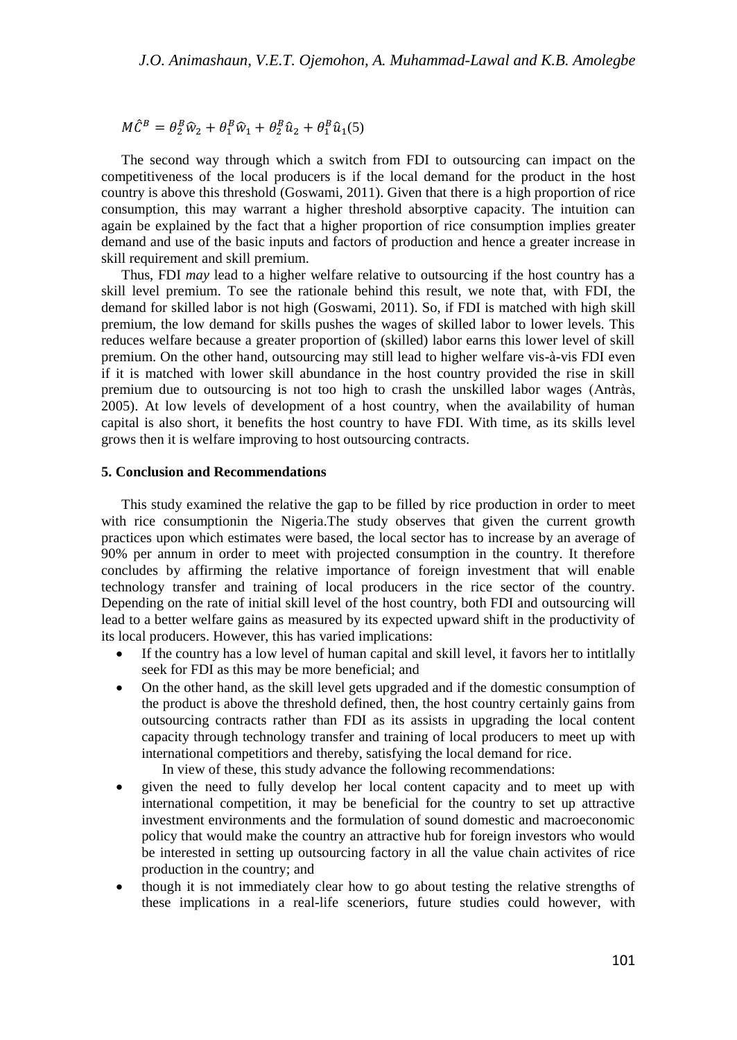$$M\hat{C}^B = \theta_2^B \hat{w}_2 + \theta_1^B \hat{w}_1 + \theta_2^B \hat{u}_2 + \theta_1^B \hat{u}_1 (5)$$

The second way through which a switch from FDI to outsourcing can impact on the competitiveness of the local producers is if the local demand for the product in the host country is above this threshold (Goswami, 2011). Given that there is a high proportion of rice consumption, this may warrant a higher threshold absorptive capacity. The intuition can again be explained by the fact that a higher proportion of rice consumption implies greater demand and use of the basic inputs and factors of production and hence a greater increase in skill requirement and skill premium.

Thus, FDI *may* lead to a higher welfare relative to outsourcing if the host country has a skill level premium. To see the rationale behind this result, we note that, with FDI, the demand for skilled labor is not high (Goswami, 2011). So, if FDI is matched with high skill premium, the low demand for skills pushes the wages of skilled labor to lower levels. This reduces welfare because a greater proportion of (skilled) labor earns this lower level of skill premium. On the other hand, outsourcing may still lead to higher welfare vis-à-vis FDI even if it is matched with lower skill abundance in the host country provided the rise in skill premium due to outsourcing is not too high to crash the unskilled labor wages (Antràs, 2005). At low levels of development of a host country, when the availability of human capital is also short, it benefits the host country to have FDI. With time, as its skills level grows then it is welfare improving to host outsourcing contracts.

## 5. Conclusion and Recommendations

This study examined the relative the gap to be filled by rice production in order to meet with rice consumptionin the Nigeria.The study observes that given the current growth practices upon which estimates were based, the local sector has to increase by an average of 90% per annum in order to meet with projected consumption in the country. It therefore concludes by affirming the relative importance of foreign investment that will enable technology transfer and training of local producers in the rice sector of the country. Depending on the rate of initial skill level of the host country, both FDI and outsourcing will lead to a better welfare gains as measured by its expected upward shift in the productivity of its local producers. However, this has varied implications:

- If the country has a low level of human capital and skill level, it favors her to intitlally seek for FDI as this may be more beneficial; and
- On the other hand, as the skill level gets upgraded and if the domestic consumption of the product is above the threshold defined, then, the host country certainly gains from outsourcing contracts rather than FDI as its assists in upgrading the local content capacity through technology transfer and training of local producers to meet up with international competitiors and thereby, satisfying the local demand for rice.

In view of these, this study advance the following recommendations:

- given the need to fully develop her local content capacity and to meet up with international competition, it may be beneficial for the country to set up attractive investment environments and the formulation of sound domestic and macroeconomic policy that would make the country an attractive hub for foreign investors who would be interested in setting up outsourcing factory in all the value chain activites of rice production in the country; and
- though it is not immediately clear how to go about testing the relative strengths of these implications in a real-life sceneriors, future studies could however, with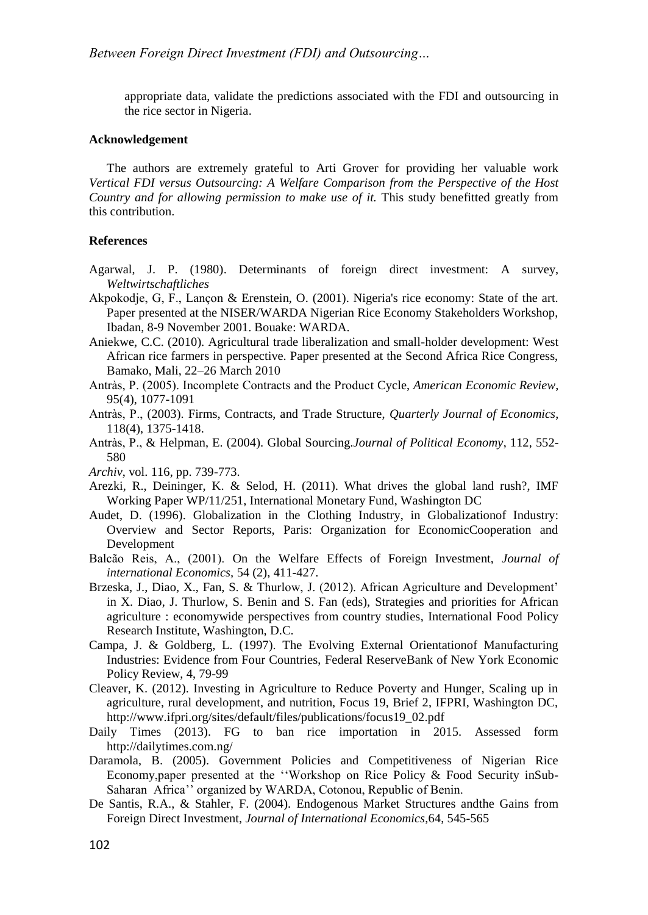appropriate data, validate the predictions associated with the FDI and outsourcing in the rice sector in Nigeria.

**Acknowledgement**

The authors are extremely grateful to Arti Grover for providing her valuable work *Vertical FDI versus Outsourcing: A Welfare Comparison from the Perspective of the Host Country and for allowing permission to make use of it.* This study benefitted greatly from this contribution.

**References**

Agarwal, J. P. (1980). Determinants of foreign direct investment: A survey, *Weltwirtschaftliches*

Akpokodje, G, F., Lançon & Erenstein, O. (2001). Nigeria's rice economy: State of the art. Paper presented at the NISER/WARDA Nigerian Rice Economy Stakeholders Workshop, Ibadan, 8-9 November 2001. Bouake: WARDA.

Aniekwe, C.C. (2010). Agricultural trade liberalization and small-holder development: West African rice farmers in perspective. Paper presented at the Second Africa Rice Congress, Bamako, Mali, 22–26 March 2010

Antràs, P. (2005). Incomplete Contracts and the Product Cycle, *American Economic Review*, 95(4), 1077-1091

Antràs, P., (2003). Firms, Contracts, and Trade Structure, *Quarterly Journal of Economics*, 118(4), 1375-1418.

Antràs, P., & Helpman, E. (2004). Global Sourcing.*Journal of Political Economy*, 112, 552-580

*Archiv*, vol. 116, pp. 739-773.

Arezki, R., Deininger, K. & Selod, H. (2011). What drives the global land rush?, IMF Working Paper WP/11/251, International Monetary Fund, Washington DC

Audet, D. (1996). Globalization in the Clothing Industry, in Globalizationof Industry: Overview and Sector Reports, Paris: Organization for EconomicCooperation and Development

Balcão Reis, A., (2001). On the Welfare Effects of Foreign Investment, *Journal of international Economics,* 54 (2), 411-427.

Brzeska, J., Diao, X., Fan, S. & Thurlow, J. (2012). African Agriculture and Development' in X. Diao, J. Thurlow, S. Benin and S. Fan (eds), Strategies and priorities for African agriculture : economywide perspectives from country studies, International Food Policy Research Institute, Washington, D.C.

Campa, J. & Goldberg, L. (1997). The Evolving External Orientationof Manufacturing Industries: Evidence from Four Countries, Federal ReserveBank of New York Economic Policy Review, 4, 79-99

Cleaver, K. (2012). Investing in Agriculture to Reduce Poverty and Hunger, Scaling up in agriculture, rural development, and nutrition, Focus 19, Brief 2, IFPRI, Washington DC, http://www.ifpri.org/sites/default/files/publications/focus19_02.pdf

Daily Times (2013). FG to ban rice importation in 2015. Assessed form http://dailytimes.com.ng/

Daramola, B. (2005). Government Policies and Competitiveness of Nigerian Rice Economy,paper presented at the ''Workshop on Rice Policy & Food Security inSub-Saharan Africa'' organized by WARDA, Cotonou, Republic of Benin.

De Santis, R.A., & Stahler, F. (2004). Endogenous Market Structures andthe Gains from Foreign Direct Investment, *Journal of International Economics,*64, 545-565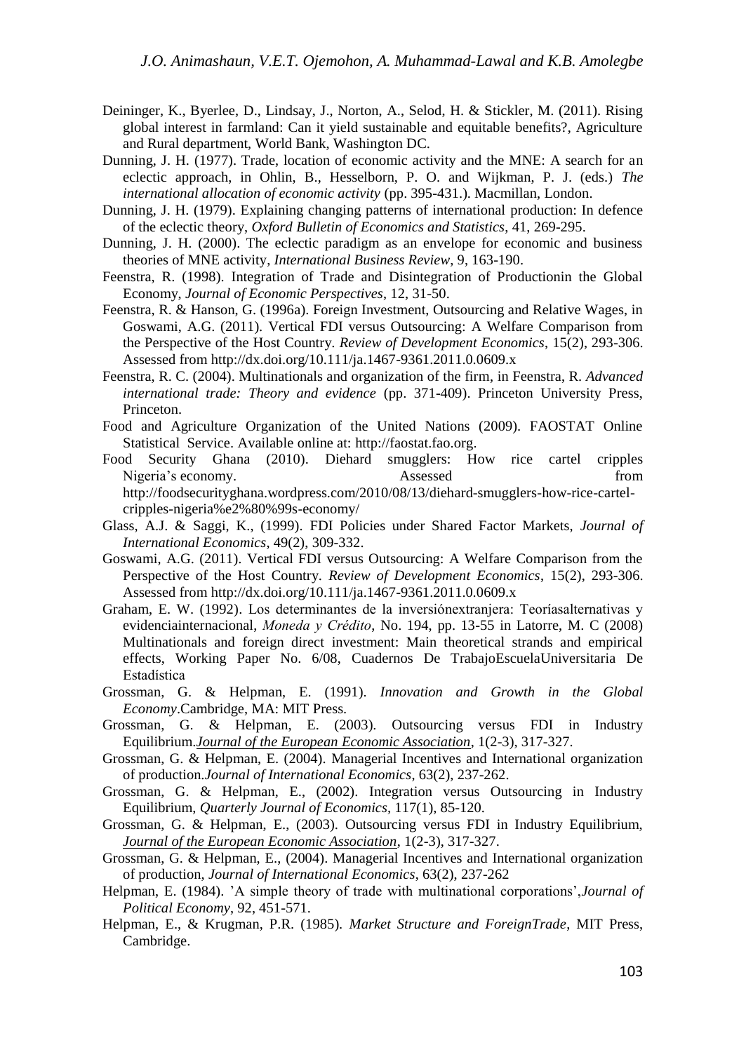Deininger, K., Byerlee, D., Lindsay, J., Norton, A., Selod, H. & Stickler, M. (2011). Rising global interest in farmland: Can it yield sustainable and equitable benefits?, Agriculture and Rural department, World Bank, Washington DC.

Dunning, J. H. (1977). Trade, location of economic activity and the MNE: A search for an eclectic approach, in Ohlin, B., Hesselborn, P. O. and Wijkman, P. J. (eds.) *The international allocation of economic activity* (pp. 395-431.). Macmillan, London.

Dunning, J. H. (1979). Explaining changing patterns of international production: In defence of the eclectic theory, *Oxford Bulletin of Economics and Statistics*, 41, 269-295.

Dunning, J. H. (2000). The eclectic paradigm as an envelope for economic and business theories of MNE activity, *International Business Review*, 9, 163-190.

Feenstra, R. (1998). Integration of Trade and Disintegration of Productionin the Global Economy, *Journal of Economic Perspectives*, 12, 31-50.

Feenstra, R. & Hanson, G. (1996a). Foreign Investment, Outsourcing and Relative Wages, in Goswami, A.G. (2011). Vertical FDI versus Outsourcing: A Welfare Comparison from the Perspective of the Host Country. *Review of Development Economics*, 15(2), 293-306. Assessed from http://dx.doi.org/10.111/ja.1467-9361.2011.0.0609.x

Feenstra, R. C. (2004). Multinationals and organization of the firm, in Feenstra, R. *Advanced international trade: Theory and evidence* (pp. 371-409). Princeton University Press, Princeton.

Food and Agriculture Organization of the United Nations (2009). FAOSTAT Online Statistical Service. Available online at: http://faostat.fao.org.

Food Security Ghana (2010). Diehard smugglers: How rice cartel cripples Nigeria's economy. Assessed from http://foodsecurityghana.wordpress.com/2010/08/13/diehard-smugglers-how-rice-cartel-cripples-nigeria%e2%80%99s-economy/

Glass, A.J. & Saggi, K., (1999). FDI Policies under Shared Factor Markets, *Journal of International Economics*, 49(2), 309-332.

Goswami, A.G. (2011). Vertical FDI versus Outsourcing: A Welfare Comparison from the Perspective of the Host Country. *Review of Development Economics*, 15(2), 293-306. Assessed from http://dx.doi.org/10.111/ja.1467-9361.2011.0.0609.x

Graham, E. W. (1992). Los determinantes de la inversiónextranjera: Teoríasalternativas y evidenciainternacional, *Moneda y Crédito*, No. 194, pp. 13-55 in Latorre, M. C (2008) Multinationals and foreign direct investment: Main theoretical strands and empirical effects, Working Paper No. 6/08, Cuadernos De TrabajoEscuelaUniversitaria De Estadística

Grossman, G. & Helpman, E. (1991). *Innovation and Growth in the Global Economy*.Cambridge, MA: MIT Press.

Grossman, G. & Helpman, E. (2003). Outsourcing versus FDI in Industry Equilibrium.*Journal of the European Economic Association*, 1(2-3), 317-327.

Grossman, G. & Helpman, E. (2004). Managerial Incentives and International organization of production.*Journal of International Economics*, 63(2), 237-262.

Grossman, G. & Helpman, E., (2002). Integration versus Outsourcing in Industry Equilibrium, *Quarterly Journal of Economics*, 117(1), 85-120.

Grossman, G. & Helpman, E., (2003). Outsourcing versus FDI in Industry Equilibrium, *Journal of the European Economic Association*, 1(2-3), 317-327.

Grossman, G. & Helpman, E., (2004). Managerial Incentives and International organization of production, *Journal of International Economics*, 63(2), 237-262

Helpman, E. (1984). 'A simple theory of trade with multinational corporations',*Journal of Political Economy*, 92, 451-571.

Helpman, E., & Krugman, P.R. (1985). *Market Structure and ForeignTrade*, MIT Press, Cambridge.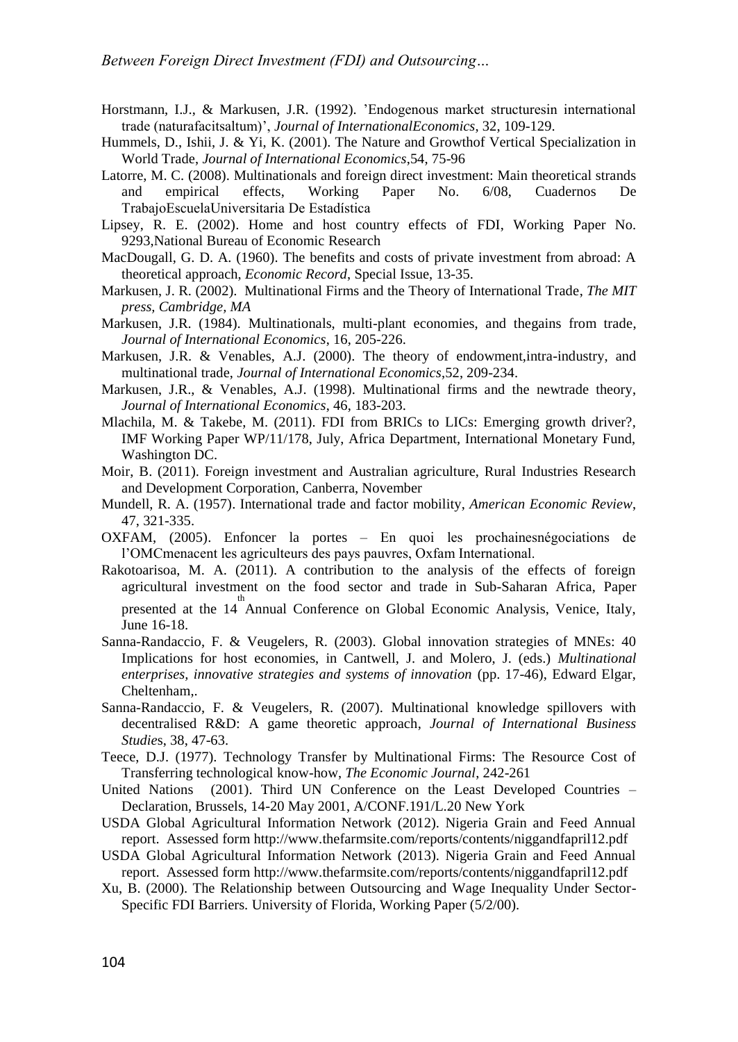Horstmann, I.J., & Markusen, J.R. (1992). 'Endogenous market structuresin international trade (naturafacitsaltum)', *Journal of InternationalEconomics*, 32, 109-129.

Hummels, D., Ishii, J. & Yi, K. (2001). The Nature and Growthof Vertical Specialization in World Trade, *Journal of International Economics*,54, 75-96

Latorre, M. C. (2008). Multinationals and foreign direct investment: Main theoretical strands and empirical effects, Working Paper No. 6/08, Cuadernos De TrabajoEscuelaUniversitaria De Estadística

Lipsey, R. E. (2002). Home and host country effects of FDI, Working Paper No. 9293,National Bureau of Economic Research

MacDougall, G. D. A. (1960). The benefits and costs of private investment from abroad: A theoretical approach, *Economic Record*, Special Issue, 13-35.

Markusen, J. R. (2002). Multinational Firms and the Theory of International Trade, *The MIT press, Cambridge, MA*

Markusen, J.R. (1984). Multinationals, multi-plant economies, and thegains from trade, *Journal of International Economics*, 16, 205-226.

Markusen, J.R. & Venables, A.J. (2000). The theory of endowment,intra-industry, and multinational trade, *Journal of International Economics*,52, 209-234.

Markusen, J.R., & Venables, A.J. (1998). Multinational firms and the newtrade theory, *Journal of International Economics*, 46, 183-203.

Mlachila, M. & Takebe, M. (2011). FDI from BRICs to LICs: Emerging growth driver?, IMF Working Paper WP/11/178, July, Africa Department, International Monetary Fund, Washington DC.

Moir, B. (2011). Foreign investment and Australian agriculture, Rural Industries Research and Development Corporation, Canberra, November

Mundell, R. A. (1957). International trade and factor mobility, *American Economic Review*, 47, 321-335.

OXFAM, (2005). Enfoncer la portes – En quoi les prochainesnégociations de l'OMCmenacent les agriculteurs des pays pauvres, Oxfam International.

Rakotoarisoa, M. A. (2011). A contribution to the analysis of the effects of foreign agricultural investment on the food sector and trade in Sub-Saharan Africa, Paper presented at the 14th Annual Conference on Global Economic Analysis, Venice, Italy, June 16-18.

Sanna-Randaccio, F. & Veugelers, R. (2003). Global innovation strategies of MNEs: 40 Implications for host economies, in Cantwell, J. and Molero, J. (eds.) *Multinational enterprises, innovative strategies and systems of innovation* (pp. 17-46), Edward Elgar, Cheltenham,.

Sanna-Randaccio, F. & Veugelers, R. (2007). Multinational knowledge spillovers with decentralised R&D: A game theoretic approach, *Journal of International Business Studies*, 38, 47-63.

Teece, D.J. (1977). Technology Transfer by Multinational Firms: The Resource Cost of Transferring technological know-how, *The Economic Journal*, 242-261

United Nations (2001). Third UN Conference on the Least Developed Countries – Declaration, Brussels, 14-20 May 2001, A/CONF.191/L.20 New York

USDA Global Agricultural Information Network (2012). Nigeria Grain and Feed Annual report. Assessed form http://www.thefarmsite.com/reports/contents/niggandfapril12.pdf

USDA Global Agricultural Information Network (2013). Nigeria Grain and Feed Annual report. Assessed form http://www.thefarmsite.com/reports/contents/niggandfapril12.pdf

Xu, B. (2000). The Relationship between Outsourcing and Wage Inequality Under Sector-Specific FDI Barriers. University of Florida, Working Paper (5/2/00).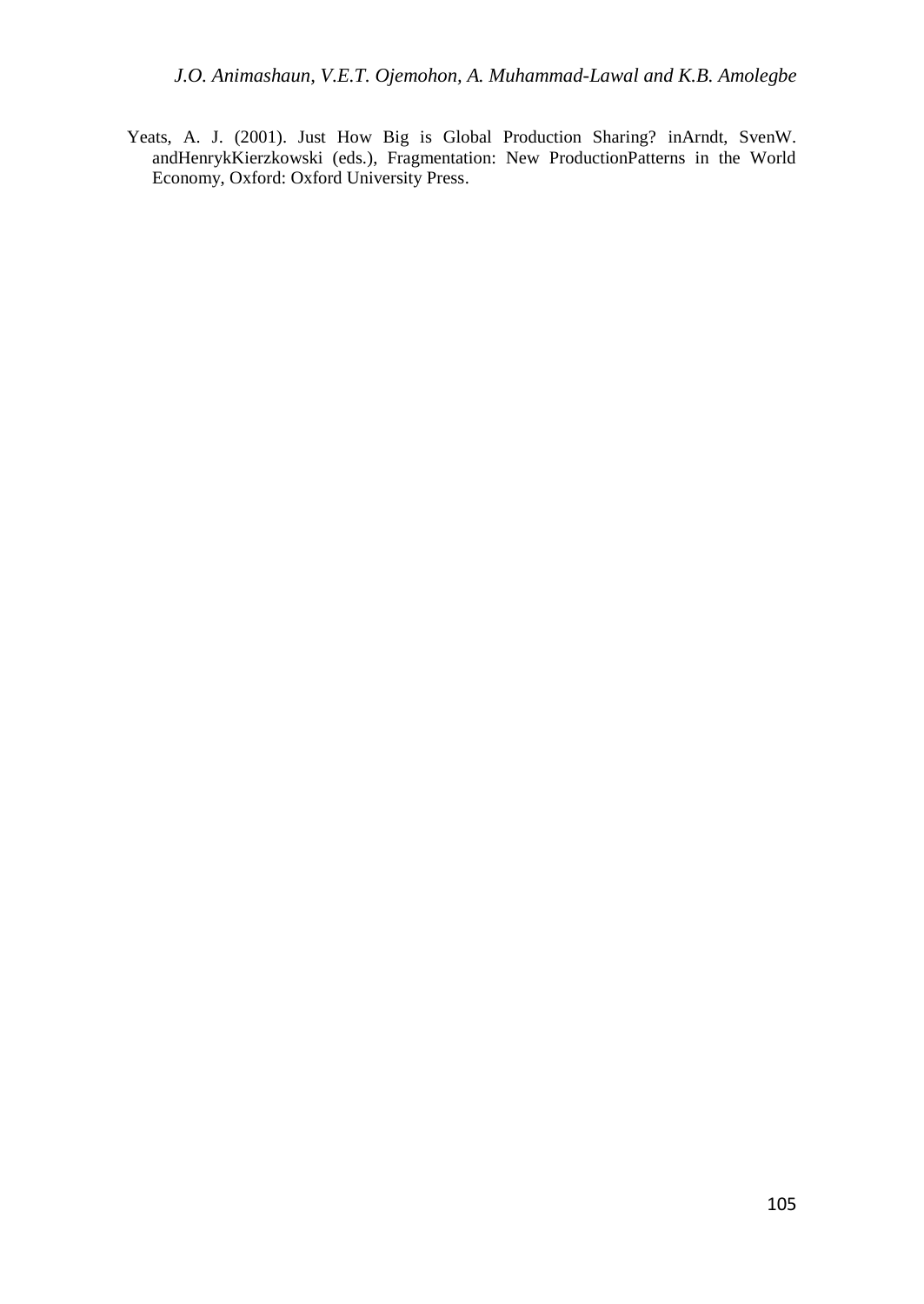Yeats, A. J. (2001). Just How Big is Global Production Sharing? inArndt, SvenW. andHenrykKierzkowski (eds.), Fragmentation: New ProductionPatterns in the World Economy, Oxford: Oxford University Press.